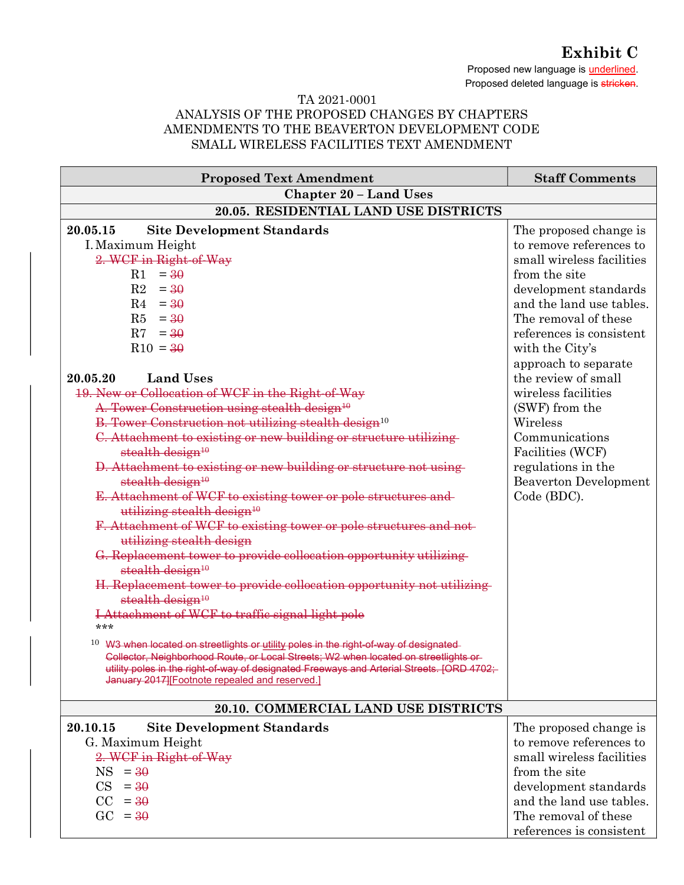# Exhibit C

Proposed new language is <u>underlined</u>.
Proposed deleted language is ~~stricken~~.

TA 2021-0001
ANALYSIS OF THE PROPOSED CHANGES BY CHAPTERS
AMENDMENTS TO THE BEAVERTON DEVELOPMENT CODE
SMALL WIRELESS FACILITIES TEXT AMENDMENT

| Proposed Text Amendment | Staff Comments |
|---|---|
| **Chapter 20 – Land Uses** | |
| **20.05. RESIDENTIAL LAND USE DISTRICTS** | |
| **20.05.15 Site Development Standards**<br>I. Maximum Height<br>~~2. WCF in Right-of-Way~~<br>R1 = ~~30~~<br>R2 = ~~30~~<br>R4 = ~~30~~<br>R5 = ~~30~~<br>R7 = ~~30~~<br>R10 = ~~30~~<br><br>**20.05.20 Land Uses**<br>~~19. New or Collocation of WCF in the Right-of-Way~~<br>~~A. Tower Construction using stealth design[10]~~<br>~~B. Tower Construction not utilizing stealth design~~[10]<br>~~C. Attachment to existing or new building or structure utilizing stealth design[10]~~<br>~~D. Attachment to existing or new building or structure not using stealth design[10]~~<br>~~E. Attachment of WCF to existing tower or pole structures and utilizing stealth design[10]~~<br>~~F. Attachment of WCF to existing tower or pole structures and not utilizing stealth design~~<br>~~G. Replacement tower to provide collocation opportunity utilizing stealth design[10]~~<br>~~H. Replacement tower to provide collocation opportunity not utilizing stealth design[10]~~<br>~~I Attachment of WCF to traffic signal light pole~~<br>\*\*\*<br><br>[10] ~~W3 when located on streetlights or utility poles in the right-of-way of designated Collector, Neighborhood Route, or Local Streets; W2 when located on streetlights or utility poles in the right-of-way of designated Freeways and Arterial Streets. [ORD 4702; January 2017]~~<u>[Footnote repealed and reserved.]</u> | The proposed change is to remove references to small wireless facilities from the site development standards and the land use tables. The removal of these references is consistent with the City's approach to separate the review of small wireless facilities (SWF) from the Wireless Communications Facilities (WCF) regulations in the Beaverton Development Code (BDC). |
| **20.10. COMMERCIAL LAND USE DISTRICTS** | |
| **20.10.15 Site Development Standards**<br>G. Maximum Height<br>~~2. WCF in Right-of-Way~~<br>NS = ~~30~~<br>CS = ~~30~~<br>CC = ~~30~~<br>GC = ~~30~~ | The proposed change is to remove references to small wireless facilities from the site development standards and the land use tables. The removal of these references is consistent |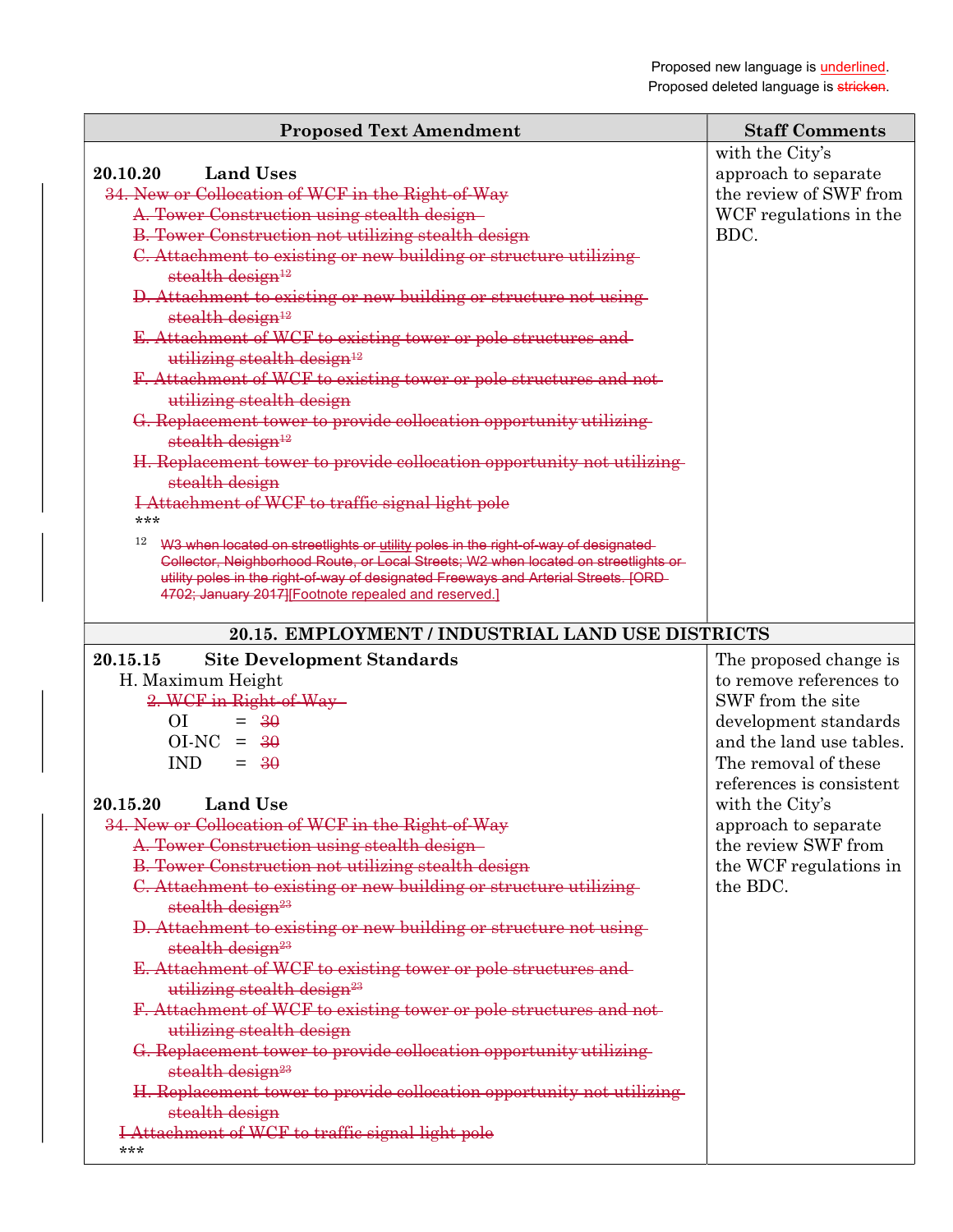Proposed new language is <u>underlined</u>.
Proposed deleted language is ~~stricken~~.

| Proposed Text Amendment | Staff Comments |
|---|---|
| **20.10.20 Land Uses**<br>~~34. New or Collocation of WCF in the Right-of-Way~~<br>~~A. Tower Construction using stealth design~~<br>~~B. Tower Construction not utilizing stealth design~~<br>~~C. Attachment to existing or new building or structure utilizing stealth design[12]~~<br>~~D. Attachment to existing or new building or structure not using stealth design[12]~~<br>~~E. Attachment of WCF to existing tower or pole structures and utilizing stealth design[12]~~<br>~~F. Attachment of WCF to existing tower or pole structures and not utilizing stealth design~~<br>~~G. Replacement tower to provide collocation opportunity utilizing stealth design[12]~~<br>~~H. Replacement tower to provide collocation opportunity not utilizing stealth design~~<br>~~I Attachment of WCF to traffic signal light pole~~<br>\*\*\*<br>[12] ~~W3 when located on streetlights or utility poles in the right-of-way of designated Collector, Neighborhood Route, or Local Streets; W2 when located on streetlights or utility poles in the right-of-way of designated Freeways and Arterial Streets. [ORD 4702; January 2017]~~<u>[Footnote repealed and reserved.]</u> | with the City's approach to separate the review of SWF from WCF regulations in the BDC. |
| **20.15. EMPLOYMENT / INDUSTRIAL LAND USE DISTRICTS** | |
| **20.15.15 Site Development Standards**<br>H. Maximum Height<br>~~2. WCF in Right-of-Way~~<br>OI = ~~30~~<br>OI-NC = ~~30~~<br>IND = ~~30~~<br><br>**20.15.20 Land Use**<br>~~34. New or Collocation of WCF in the Right-of-Way~~<br>~~A. Tower Construction using stealth design~~<br>~~B. Tower Construction not utilizing stealth design~~<br>~~C. Attachment to existing or new building or structure utilizing stealth design[23]~~<br>~~D. Attachment to existing or new building or structure not using stealth design[23]~~<br>~~E. Attachment of WCF to existing tower or pole structures and utilizing stealth design[23]~~<br>~~F. Attachment of WCF to existing tower or pole structures and not utilizing stealth design~~<br>~~G. Replacement tower to provide collocation opportunity utilizing stealth design[23]~~<br>~~H. Replacement tower to provide collocation opportunity not utilizing stealth design~~<br>~~I Attachment of WCF to traffic signal light pole~~<br>\*\*\* | The proposed change is to remove references to SWF from the site development standards and the land use tables. The removal of these references is consistent with the City's approach to separate the review SWF from the WCF regulations in the BDC. |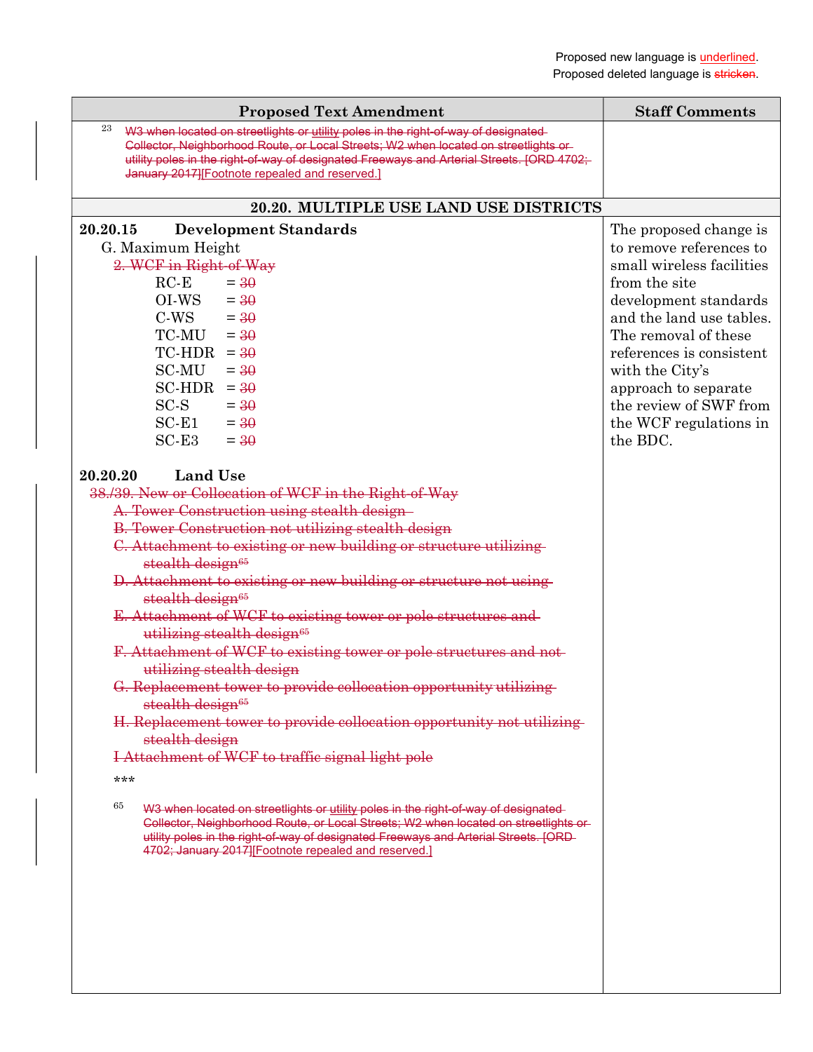Proposed new language is underlined.
Proposed deleted language is ~~stricken~~.

| Proposed Text Amendment | Staff Comments |
|---|---|
| [23] ~~W3 when located on streetlights or utility poles in the right-of-way of designated Collector, Neighborhood Route, or Local Streets; W2 when located on streetlights or utility poles in the right-of-way of designated Freeways and Arterial Streets. [ORD 4702; January 2017]~~[Footnote repealed and reserved.] | |
| **20.20. MULTIPLE USE LAND USE DISTRICTS** | |
| **20.20.15 Development Standards**<br>G. Maximum Height<br>~~2. WCF in Right-of-Way~~<br>RC-E = ~~30~~<br>OI-WS = ~~30~~<br>C-WS = ~~30~~<br>TC-MU = ~~30~~<br>TC-HDR = ~~30~~<br>SC-MU = ~~30~~<br>SC-HDR = ~~30~~<br>SC-S = ~~30~~<br>SC-E1 = ~~30~~<br>SC-E3 = ~~30~~<br><br>**20.20.20 Land Use**<br>~~38./39. New or Collocation of WCF in the Right-of-Way~~<br>~~A. Tower Construction using stealth design~~<br>~~B. Tower Construction not utilizing stealth design~~<br>~~C. Attachment to existing or new building or structure utilizing stealth design~~[65]<br>~~D. Attachment to existing or new building or structure not using stealth design~~[65]<br>~~E. Attachment of WCF to existing tower or pole structures and utilizing stealth design~~[65]<br>~~F. Attachment of WCF to existing tower or pole structures and not utilizing stealth design~~<br>~~G. Replacement tower to provide collocation opportunity utilizing stealth design~~[65]<br>~~H. Replacement tower to provide collocation opportunity not utilizing stealth design~~<br>~~I Attachment of WCF to traffic signal light pole~~<br><br>\*\*\*<br><br>[65] ~~W3 when located on streetlights or utility poles in the right-of-way of designated Collector, Neighborhood Route, or Local Streets; W2 when located on streetlights or utility poles in the right-of-way of designated Freeways and Arterial Streets. [ORD 4702; January 2017]~~[Footnote repealed and reserved.] | The proposed change is to remove references to small wireless facilities from the site development standards and the land use tables. The removal of these references is consistent with the City's approach to separate the review of SWF from the WCF regulations in the BDC. |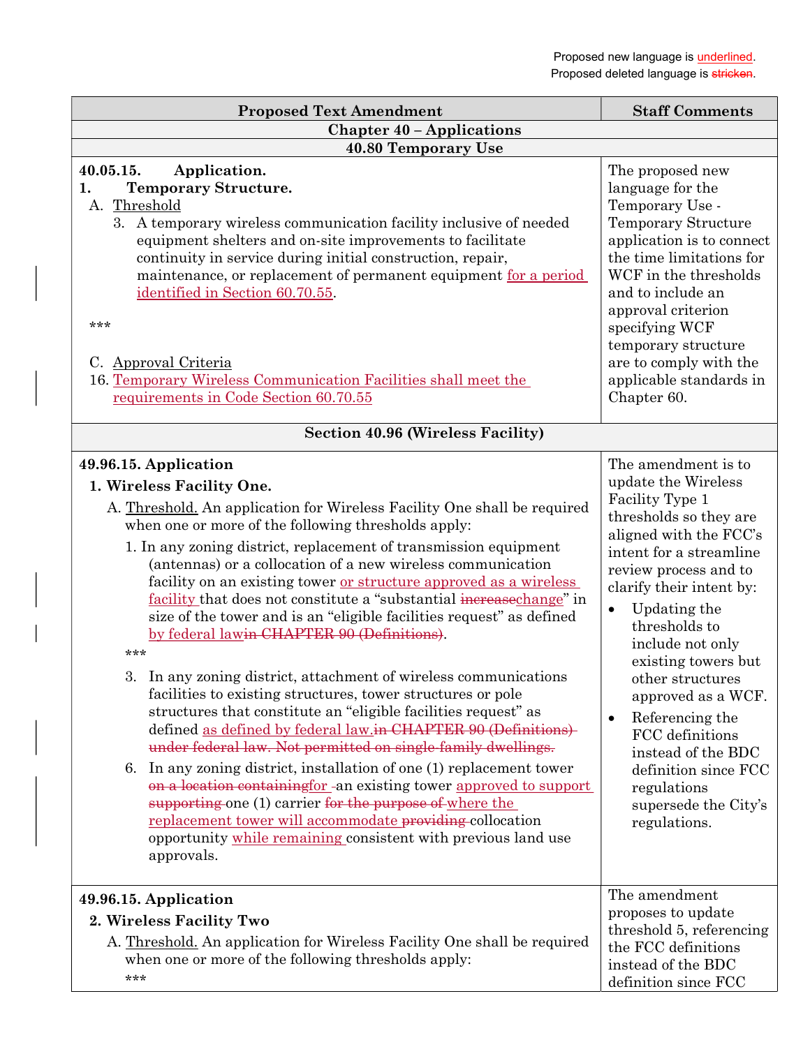Proposed new language is <u>underlined</u>.
Proposed deleted language is ~~stricken~~.

| Proposed Text Amendment | Staff Comments |
|---|---|
| **Chapter 40 – Applications** | |
| **40.80 Temporary Use** | |
| **40.05.15. Application.**<br>**1. Temporary Structure.**<br>A. <u>Threshold</u><br>3. A temporary wireless communication facility inclusive of needed equipment shelters and on-site improvements to facilitate continuity in service during initial construction, repair, maintenance, or replacement of permanent equipment <u>for a period identified in Section 60.70.55</u>.<br><br>***<br><br>C. <u>Approval Criteria</u><br>16. <u>Temporary Wireless Communication Facilities shall meet the requirements in Code Section 60.70.55</u> | The proposed new language for the Temporary Use - Temporary Structure application is to connect the time limitations for WCF in the thresholds and to include an approval criterion specifying WCF temporary structure are to comply with the applicable standards in Chapter 60. |
| **Section 40.96 (Wireless Facility)** | |
| **49.96.15. Application**<br>**1. Wireless Facility One.**<br>A. <u>Threshold.</u> An application for Wireless Facility One shall be required when one or more of the following thresholds apply:<br>1. In any zoning district, replacement of transmission equipment (antennas) or a collocation of a new wireless communication facility on an existing tower <u>or structure approved as a wireless facility</u> that does not constitute a "substantial ~~increase~~<u>change</u>" in size of the tower and is an "eligible facilities request" as defined <u>by federal law</u>~~in CHAPTER 90 (Definitions)~~.<br>***<br>3. In any zoning district, attachment of wireless communications facilities to existing structures, tower structures or pole structures that constitute an "eligible facilities request" as defined <u>as defined by federal law.</u>~~in CHAPTER 90 (Definitions) under federal law. Not permitted on single-family dwellings.~~<br>6. In any zoning district, installation of one (1) replacement tower ~~on a location containing~~<u>for</u> an existing tower <u>approved to support</u> ~~supporting~~ one (1) carrier ~~for the purpose of~~ <u>where the replacement tower will accommodate</u> ~~providing~~ collocation opportunity <u>while remaining</u> consistent with previous land use approvals. | The amendment is to update the Wireless Facility Type 1 thresholds so they are aligned with the FCC's intent for a streamline review process and to clarify their intent by:<br>• Updating the thresholds to include not only existing towers but other structures approved as a WCF.<br>• Referencing the FCC definitions instead of the BDC definition since FCC regulations supersede the City's regulations. |
| **49.96.15. Application**<br>**2. Wireless Facility Two**<br>A. <u>Threshold.</u> An application for Wireless Facility One shall be required when one or more of the following thresholds apply:<br>*** | The amendment proposes to update threshold 5, referencing the FCC definitions instead of the BDC definition since FCC |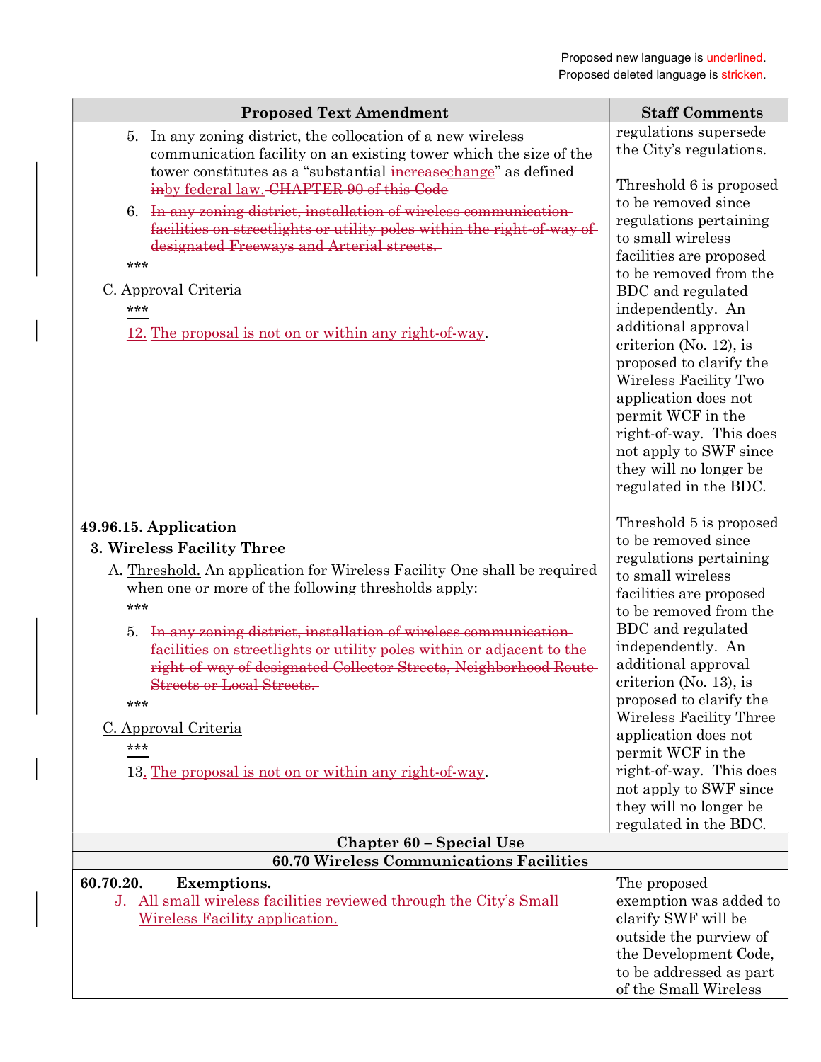Proposed new language is underlined.
Proposed deleted language is ~~stricken~~.

| Proposed Text Amendment | Staff Comments |
|---|---|
| 5. In any zoning district, the collocation of a new wireless communication facility on an existing tower which the size of the tower constitutes as a "substantial ~~increase~~<u>change</u>" as defined ~~in~~<u>by federal law.</u> ~~CHAPTER 90 of this Code~~<br>6. ~~In any zoning district, installation of wireless communication facilities on streetlights or utility poles within the right-of-way of designated Freeways and Arterial streets.~~<br>\*\*\*<br><u>C. Approval Criteria</u><br>\*\*\*<br><u>12. The proposal is not on or within any right-of-way</u>. | regulations supersede the City's regulations.<br><br>Threshold 6 is proposed to be removed since regulations pertaining to small wireless facilities are proposed to be removed from the BDC and regulated independently. An additional approval criterion (No. 12), is proposed to clarify the Wireless Facility Two application does not permit WCF in the right-of-way. This does not apply to SWF since they will no longer be regulated in the BDC. |
| **49.96.15. Application**<br>**3. Wireless Facility Three**<br>A. <u>Threshold.</u> An application for Wireless Facility One shall be required when one or more of the following thresholds apply:<br>\*\*\*<br>5. ~~In any zoning district, installation of wireless communication facilities on streetlights or utility poles within or adjacent to the right-of-way of designated Collector Streets, Neighborhood Route Streets or Local Streets.~~<br>\*\*\*<br><u>C. Approval Criteria</u><br>\*\*\*<br>13<u>. The proposal is not on or within any right-of-way</u>. | Threshold 5 is proposed to be removed since regulations pertaining to small wireless facilities are proposed to be removed from the BDC and regulated independently. An additional approval criterion (No. 13), is proposed to clarify the Wireless Facility Three application does not permit WCF in the right-of-way. This does not apply to SWF since they will no longer be regulated in the BDC. |
| **Chapter 60 – Special Use** | |
| **60.70 Wireless Communications Facilities** | |
| **60.70.20. Exemptions.**<br><u>J. All small wireless facilities reviewed through the City's Small Wireless Facility application.</u> | The proposed exemption was added to clarify SWF will be outside the purview of the Development Code, to be addressed as part of the Small Wireless |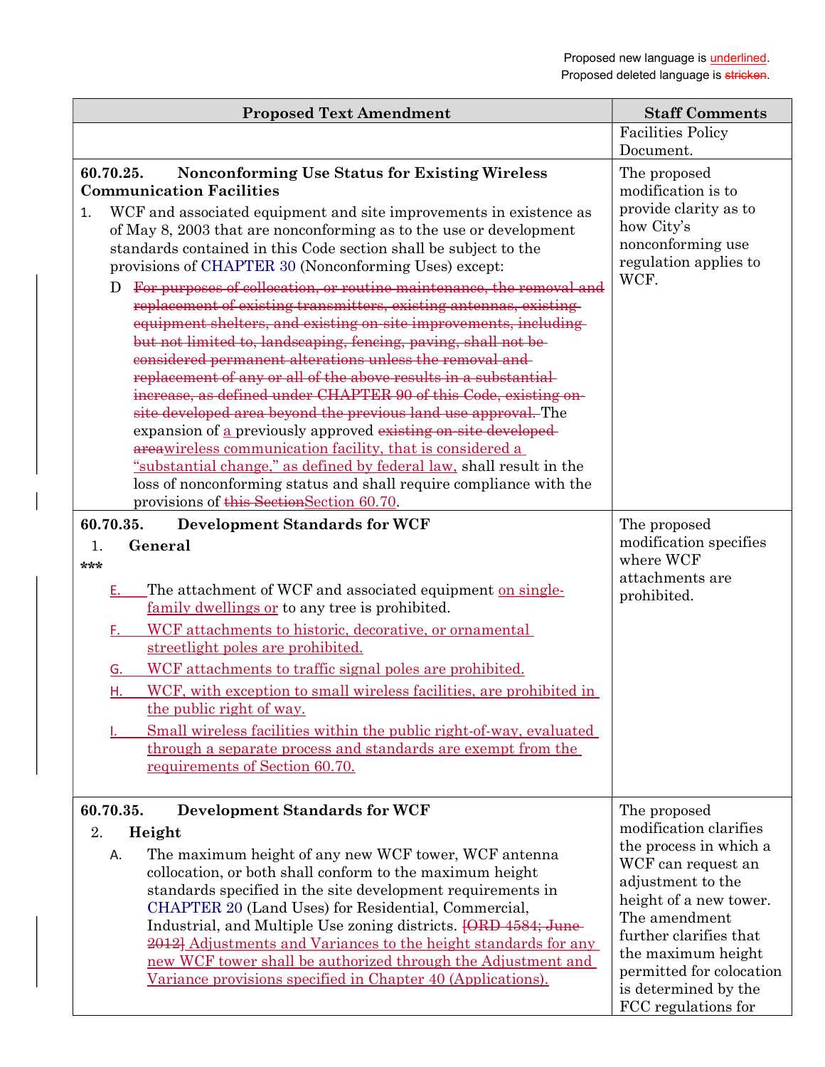| Proposed Text Amendment | Staff Comments |
|---|---|
| | Facilities Policy Document. |
| **60.70.25. Nonconforming Use Status for Existing Wireless Communication Facilities**<br>1. WCF and associated equipment and site improvements in existence as of May 8, 2003 that are nonconforming as to the use or development standards contained in this Code section shall be subject to the provisions of CHAPTER 30 (Nonconforming Uses) except:<br>D ~~For purposes of collocation, or routine maintenance, the removal and replacement of existing transmitters, existing antennas, existing equipment shelters, and existing on-site improvements, including but not limited to, landscaping, fencing, paving, shall not be considered permanent alterations unless the removal and replacement of any or all of the above results in a substantial increase, as defined under CHAPTER 90 of this Code, existing on-site developed area beyond the previous land use approval.~~ The expansion of <u>a</u> previously approved ~~existing on-site developed area~~<u>wireless communication facility, that is considered a "substantial change," as defined by federal law,</u> shall result in the loss of nonconforming status and shall require compliance with the provisions of ~~this Section~~<u>Section 60.70</u>. | The proposed modification is to provide clarity as to how City's nonconforming use regulation applies to WCF. |
| **60.70.35. Development Standards for WCF**<br>1. **General**<br>\*\*\*<br><u>E.</u> The attachment of WCF and associated equipment <u>on single-family dwellings or</u> to any tree is prohibited.<br><u>F. WCF attachments to historic, decorative, or ornamental streetlight poles are prohibited.</u><br><u>G. WCF attachments to traffic signal poles are prohibited.</u><br><u>H. WCF, with exception to small wireless facilities, are prohibited in the public right of way.</u><br><u>I. Small wireless facilities within the public right-of-way, evaluated through a separate process and standards are exempt from the requirements of Section 60.70.</u> | The proposed modification specifies where WCF attachments are prohibited. |
| **60.70.35. Development Standards for WCF**<br>2. **Height**<br>A. The maximum height of any new WCF tower, WCF antenna collocation, or both shall conform to the maximum height standards specified in the site development requirements in CHAPTER 20 (Land Uses) for Residential, Commercial, Industrial, and Multiple Use zoning districts. ~~[ORD 4584; June 2012]~~ <u>Adjustments and Variances to the height standards for any new WCF tower shall be authorized through the Adjustment and Variance provisions specified in Chapter 40 (Applications).</u> | The proposed modification clarifies the process in which a WCF can request an adjustment to the height of a new tower. The amendment further clarifies that the maximum height permitted for colocation is determined by the FCC regulations for |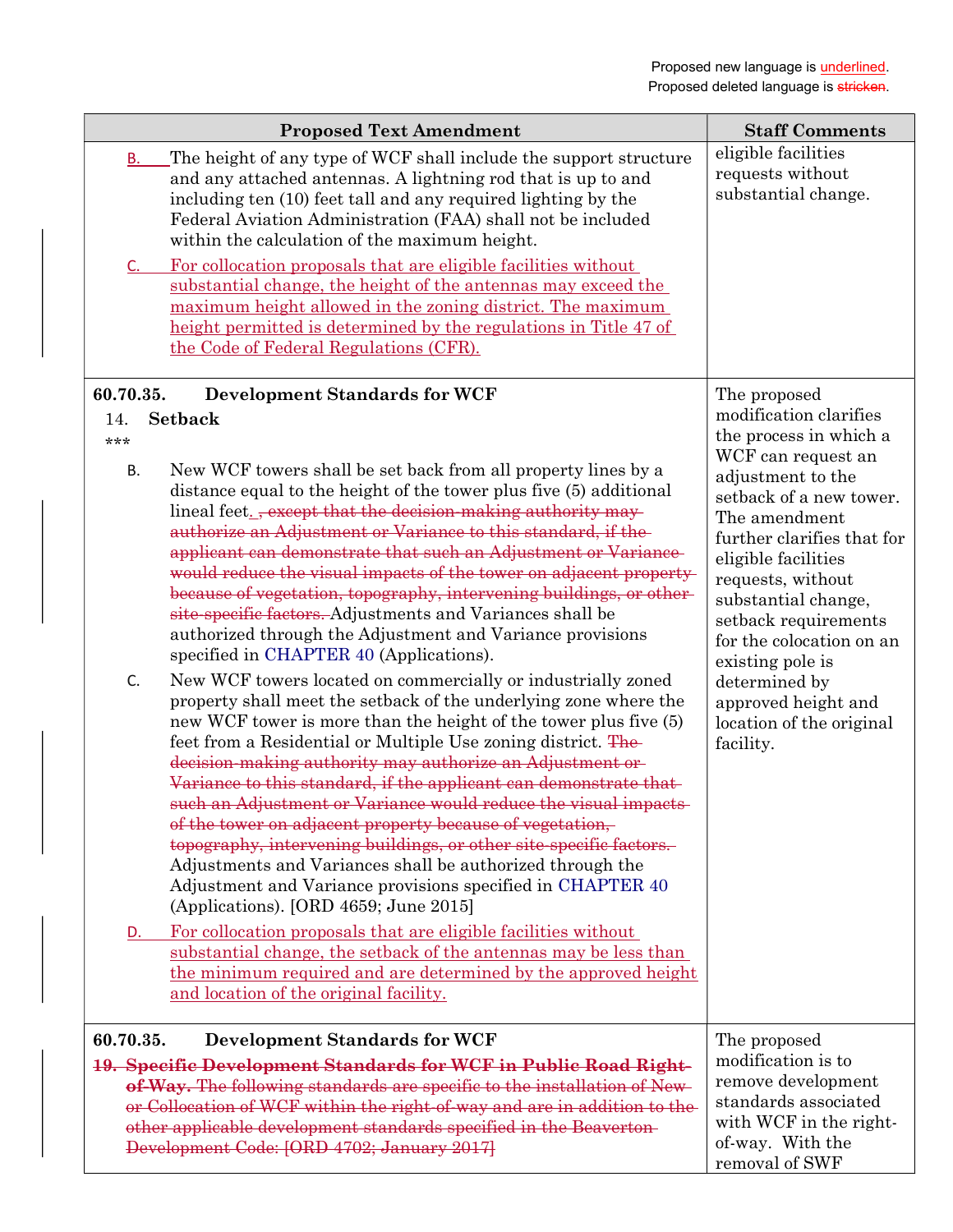Proposed new language is <u>underlined</u>.
Proposed deleted language is ~~stricken~~.

| Proposed Text Amendment | Staff Comments |
|---|---|
| <u>B.</u> The height of any type of WCF shall include the support structure and any attached antennas. A lightning rod that is up to and including ten (10) feet tall and any required lighting by the Federal Aviation Administration (FAA) shall not be included within the calculation of the maximum height.<br><u>C. For collocation proposals that are eligible facilities without substantial change, the height of the antennas may exceed the maximum height allowed in the zoning district. The maximum height permitted is determined by the regulations in Title 47 of the Code of Federal Regulations (CFR).</u> | eligible facilities requests without substantial change. |
| **60.70.35. Development Standards for WCF**<br>14. **Setback**<br>\*\*\*<br>B. New WCF towers shall be set back from all property lines by a distance equal to the height of the tower plus five (5) additional lineal feet<u>.</u> ~~, except that the decision-making authority may authorize an Adjustment or Variance to this standard, if the applicant can demonstrate that such an Adjustment or Variance would reduce the visual impacts of the tower on adjacent property because of vegetation, topography, intervening buildings, or other site-specific factors.~~ Adjustments and Variances shall be authorized through the Adjustment and Variance provisions specified in CHAPTER 40 (Applications).<br>C. New WCF towers located on commercially or industrially zoned property shall meet the setback of the underlying zone where the new WCF tower is more than the height of the tower plus five (5) feet from a Residential or Multiple Use zoning district. ~~The decision-making authority may authorize an Adjustment or Variance to this standard, if the applicant can demonstrate that such an Adjustment or Variance would reduce the visual impacts of the tower on adjacent property because of vegetation, topography, intervening buildings, or other site-specific factors.~~ Adjustments and Variances shall be authorized through the Adjustment and Variance provisions specified in CHAPTER 40 (Applications). [ORD 4659; June 2015]<br><u>D. For collocation proposals that are eligible facilities without substantial change, the setback of the antennas may be less than the minimum required and are determined by the approved height and location of the original facility.</u> | The proposed modification clarifies the process in which a WCF can request an adjustment to the setback of a new tower. The amendment further clarifies that for eligible facilities requests, without substantial change, setback requirements for the colocation on an existing pole is determined by approved height and location of the original facility. |
| **60.70.35. Development Standards for WCF**<br>~~**19. Specific Development Standards for WCF in Public Road Right-of-Way.** The following standards are specific to the installation of New or Collocation of WCF within the right-of-way and are in addition to the other applicable development standards specified in the Beaverton Development Code: [ORD 4702; January 2017]~~ | The proposed modification is to remove development standards associated with WCF in the right-of-way. With the removal of SWF |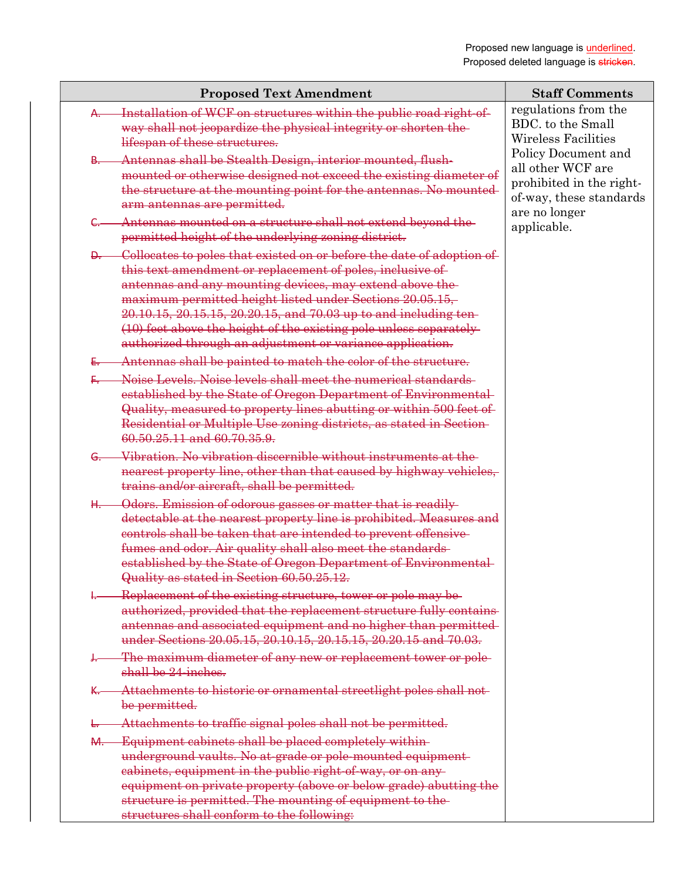Proposed new language is <u>underlined</u>.
Proposed deleted language is ~~stricken~~.

| Proposed Text Amendment | Staff Comments |
| --- | --- |
| ~~A. Installation of WCF on structures within the public road right-of-way shall not jeopardize the physical integrity or shorten the lifespan of these structures.~~<br>~~B. Antennas shall be Stealth Design, interior mounted, flush-mounted or otherwise designed not exceed the existing diameter of the structure at the mounting point for the antennas. No mounted arm antennas are permitted.~~<br>~~C. Antennas mounted on a structure shall not extend beyond the permitted height of the underlying zoning district.~~<br>~~D. Collocates to poles that existed on or before the date of adoption of this text amendment or replacement of poles, inclusive of antennas and any mounting devices, may extend above the maximum permitted height listed under Sections 20.05.15, 20.10.15, 20.15.15, 20.20.15, and 70.03 up to and including ten (10) feet above the height of the existing pole unless separately authorized through an adjustment or variance application.~~<br>~~E. Antennas shall be painted to match the color of the structure.~~<br>~~F. Noise Levels. Noise levels shall meet the numerical standards established by the State of Oregon Department of Environmental Quality, measured to property lines abutting or within 500 feet of Residential or Multiple Use zoning districts, as stated in Section 60.50.25.11 and 60.70.35.9.~~<br>~~G. Vibration. No vibration discernible without instruments at the nearest property line, other than that caused by highway vehicles, trains and/or aircraft, shall be permitted.~~<br>~~H. Odors. Emission of odorous gasses or matter that is readily detectable at the nearest property line is prohibited. Measures and controls shall be taken that are intended to prevent offensive fumes and odor. Air quality shall also meet the standards established by the State of Oregon Department of Environmental Quality as stated in Section 60.50.25.12.~~<br>~~I. Replacement of the existing structure, tower or pole may be authorized, provided that the replacement structure fully contains antennas and associated equipment and no higher than permitted under Sections 20.05.15, 20.10.15, 20.15.15, 20.20.15 and 70.03.~~<br>~~J. The maximum diameter of any new or replacement tower or pole shall be 24-inches.~~<br>~~K. Attachments to historic or ornamental streetlight poles shall not be permitted.~~<br>~~L. Attachments to traffic signal poles shall not be permitted.~~<br>~~M. Equipment cabinets shall be placed completely within underground vaults. No at-grade or pole-mounted equipment cabinets, equipment in the public right-of-way, or on any equipment on private property (above or below grade) abutting the structure is permitted. The mounting of equipment to the structures shall conform to the following:~~ | regulations from the BDC. to the Small Wireless Facilities Policy Document and all other WCF are prohibited in the right-of-way, these standards are no longer applicable. |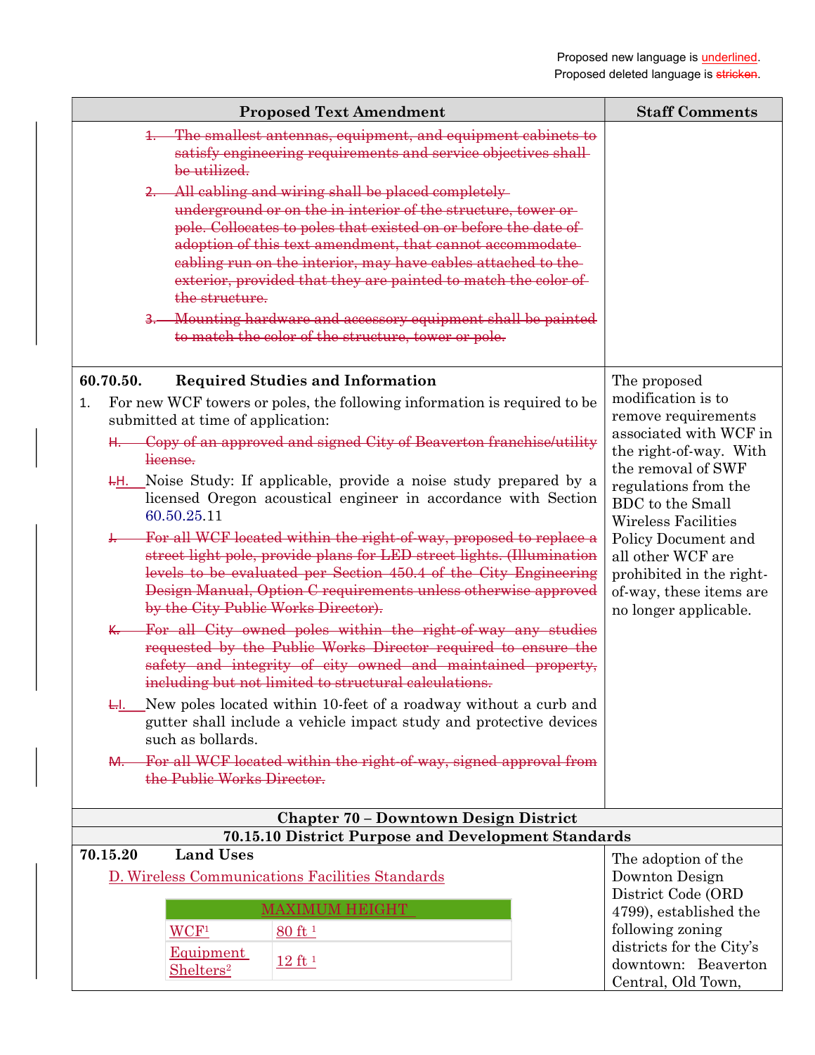Proposed new language is <u>underlined</u>.
Proposed deleted language is ~~stricken~~.

| Proposed Text Amendment | Staff Comments |
|---|---|
| ~~1. The smallest antennas, equipment, and equipment cabinets to satisfy engineering requirements and service objectives shall be utilized.~~<br>~~2. All cabling and wiring shall be placed completely underground or on the in interior of the structure, tower or pole. Collocates to poles that existed on or before the date of adoption of this text amendment, that cannot accommodate cabling run on the interior, may have cables attached to the exterior, provided that they are painted to match the color of the structure.~~<br>~~3. Mounting hardware and accessory equipment shall be painted to match the color of the structure, tower or pole.~~ | |
| **60.70.50. Required Studies and Information**<br>1. For new WCF towers or poles, the following information is required to be submitted at time of application:<br>~~H. Copy of an approved and signed City of Beaverton franchise/utility license.~~<br>~~I.~~<u>H.</u> Noise Study: If applicable, provide a noise study prepared by a licensed Oregon acoustical engineer in accordance with Section 60.50.25.11<br>~~J. For all WCF located within the right-of-way, proposed to replace a street light pole, provide plans for LED street lights. (Illumination levels to be evaluated per Section 450.4 of the City Engineering Design Manual, Option C requirements unless otherwise approved by the City Public Works Director).~~<br>~~K. For all City owned poles within the right-of-way any studies requested by the Public Works Director required to ensure the safety and integrity of city owned and maintained property, including but not limited to structural calculations.~~<br>~~L.~~<u>I.</u> New poles located within 10-feet of a roadway without a curb and gutter shall include a vehicle impact study and protective devices such as bollards.<br>~~M. For all WCF located within the right-of-way, signed approval from the Public Works Director.~~ | The proposed modification is to remove requirements associated with WCF in the right-of-way. With the removal of SWF regulations from the BDC to the Small Wireless Facilities Policy Document and all other WCF are prohibited in the right-of-way, these items are no longer applicable. |
| **Chapter 70 – Downtown Design District** | |
| **70.15.10 District Purpose and Development Standards** | |
| **70.15.20 Land Uses**<br><u>D. Wireless Communications Facilities Standards</u><br><br><u>MAXIMUM HEIGHT</u><br><u>WCF[1]</u>: <u>80 ft [1]</u><br><u>Equipment Shelters[2]</u>: <u>12 ft [1]</u> | The adoption of the Downton Design District Code (ORD 4799), established the following zoning districts for the City's downtown: Beaverton Central, Old Town, |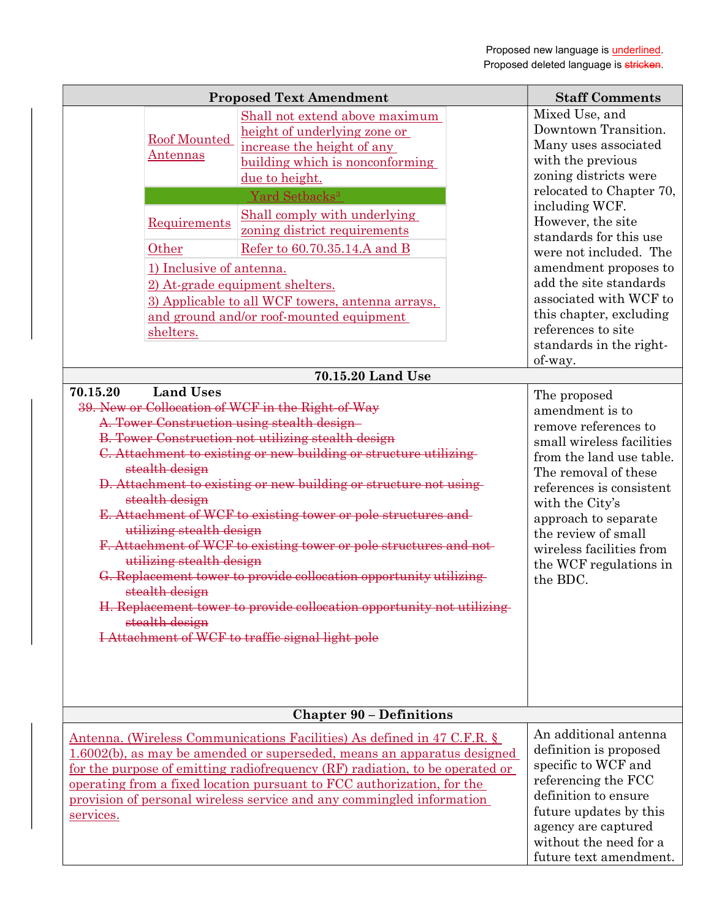Proposed new language is underlined.
Proposed deleted language is ~~stricken~~.

| Proposed Text Amendment | Staff Comments |
|---|---|
| <u>Roof Mounted Antennas</u>: <u>Shall not extend above maximum height of underlying zone or increase the height of any building which is nonconforming due to height.</u><br>**<u>Yard Setbacks[3]</u>**<br><u>Requirements</u>: <u>Shall comply with underlying zoning district requirements</u><br><u>Other</u>: <u>Refer to 60.70.35.14.A and B</u><br><u>1) Inclusive of antenna.</u><br><u>2) At-grade equipment shelters.</u><br><u>3) Applicable to all WCF towers, antenna arrays, and ground and/or roof-mounted equipment shelters.</u> | Mixed Use, and Downtown Transition. Many uses associated with the previous zoning districts were relocated to Chapter 70, including WCF. However, the site standards for this use were not included. The amendment proposes to add the site standards associated with WCF to this chapter, excluding references to site standards in the right-of-way. |
| **70.15.20 Land Use** | |
| **70.15.20 Land Uses**<br>~~39. New or Collocation of WCF in the Right-of-Way~~<br>~~A. Tower Construction using stealth design~~<br>~~B. Tower Construction not utilizing stealth design~~<br>~~C. Attachment to existing or new building or structure utilizing stealth design~~<br>~~D. Attachment to existing or new building or structure not using stealth design~~<br>~~E. Attachment of WCF to existing tower or pole structures and utilizing stealth design~~<br>~~F. Attachment of WCF to existing tower or pole structures and not utilizing stealth design~~<br>~~G. Replacement tower to provide collocation opportunity utilizing stealth design~~<br>~~H. Replacement tower to provide collocation opportunity not utilizing stealth design~~<br>~~I Attachment of WCF to traffic signal light pole~~ | The proposed amendment is to remove references to small wireless facilities from the land use table. The removal of these references is consistent with the City's approach to separate the review of small wireless facilities from the WCF regulations in the BDC. |
| **Chapter 90 – Definitions** | |
| <u>Antenna. (Wireless Communications Facilities) As defined in 47 C.F.R. § 1.6002(b), as may be amended or superseded, means an apparatus designed for the purpose of emitting radiofrequency (RF) radiation, to be operated or operating from a fixed location pursuant to FCC authorization, for the provision of personal wireless service and any commingled information services.</u> | An additional antenna definition is proposed specific to WCF and referencing the FCC definition to ensure future updates by this agency are captured without the need for a future text amendment. |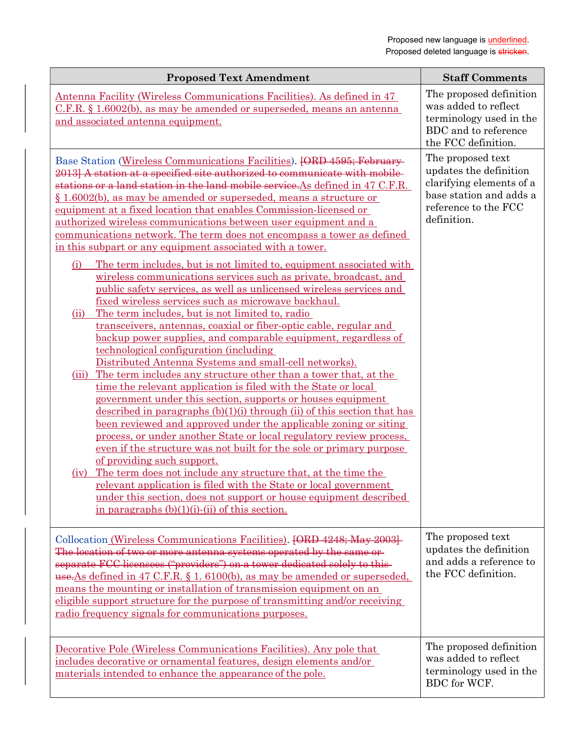Proposed new language is underlined.
Proposed deleted language is ~~stricken~~.

| Proposed Text Amendment | Staff Comments |
|---|---|
| <u>Antenna Facility (Wireless Communications Facilities). As defined in 47 C.F.R. § 1.6002(b), as may be amended or superseded, means an antenna and associated antenna equipment.</u> | The proposed definition was added to reflect terminology used in the BDC and to reference the FCC definition. |
| Base Station (<u>Wireless Communications Facilities</u>). ~~[ORD 4595; February 2013] A station at a specified site authorized to communicate with mobile stations or a land station in the land mobile service.~~<u>As defined in 47 C.F.R. § 1.6002(b), as may be amended or superseded, means a structure or equipment at a fixed location that enables Commission-licensed or authorized wireless communications between user equipment and a communications network. The term does not encompass a tower as defined in this subpart or any equipment associated with a tower.</u><br><u>(i) The term includes, but is not limited to, equipment associated with wireless communications services such as private, broadcast, and public safety services, as well as unlicensed wireless services and fixed wireless services such as microwave backhaul.</u><br><u>(ii) The term includes, but is not limited to, radio transceivers, antennas, coaxial or fiber-optic cable, regular and backup power supplies, and comparable equipment, regardless of technological configuration (including Distributed Antenna Systems and small-cell networks).</u><br><u>(iii) The term includes any structure other than a tower that, at the time the relevant application is filed with the State or local government under this section, supports or houses equipment described in paragraphs (b)(1)(i) through (ii) of this section that has been reviewed and approved under the applicable zoning or siting process, or under another State or local regulatory review process, even if the structure was not built for the sole or primary purpose of providing such support.</u><br><u>(iv) The term does not include any structure that, at the time the relevant application is filed with the State or local government under this section, does not support or house equipment described in paragraphs (b)(1)(i)-(ii) of this section.</u> | The proposed text updates the definition clarifying elements of a base station and adds a reference to the FCC definition. |
| Collocation<u> (Wireless Communications Facilities)</u>. ~~[ORD 4248; May 2003] The location of two or more antenna systems operated by the same or separate FCC licensees ("providers") on a tower dedicated solely to this use.~~<u>As defined in 47 C.F.R. § 1. 6100(b), as may be amended or superseded, means the mounting or installation of transmission equipment on an eligible support structure for the purpose of transmitting and/or receiving radio frequency signals for communications purposes.</u> | The proposed text updates the definition and adds a reference to the FCC definition. |
| <u>Decorative Pole (Wireless Communications Facilities). Any pole that includes decorative or ornamental features, design elements and/or materials intended to enhance the appearance of the pole.</u> | The proposed definition was added to reflect terminology used in the BDC for WCF. |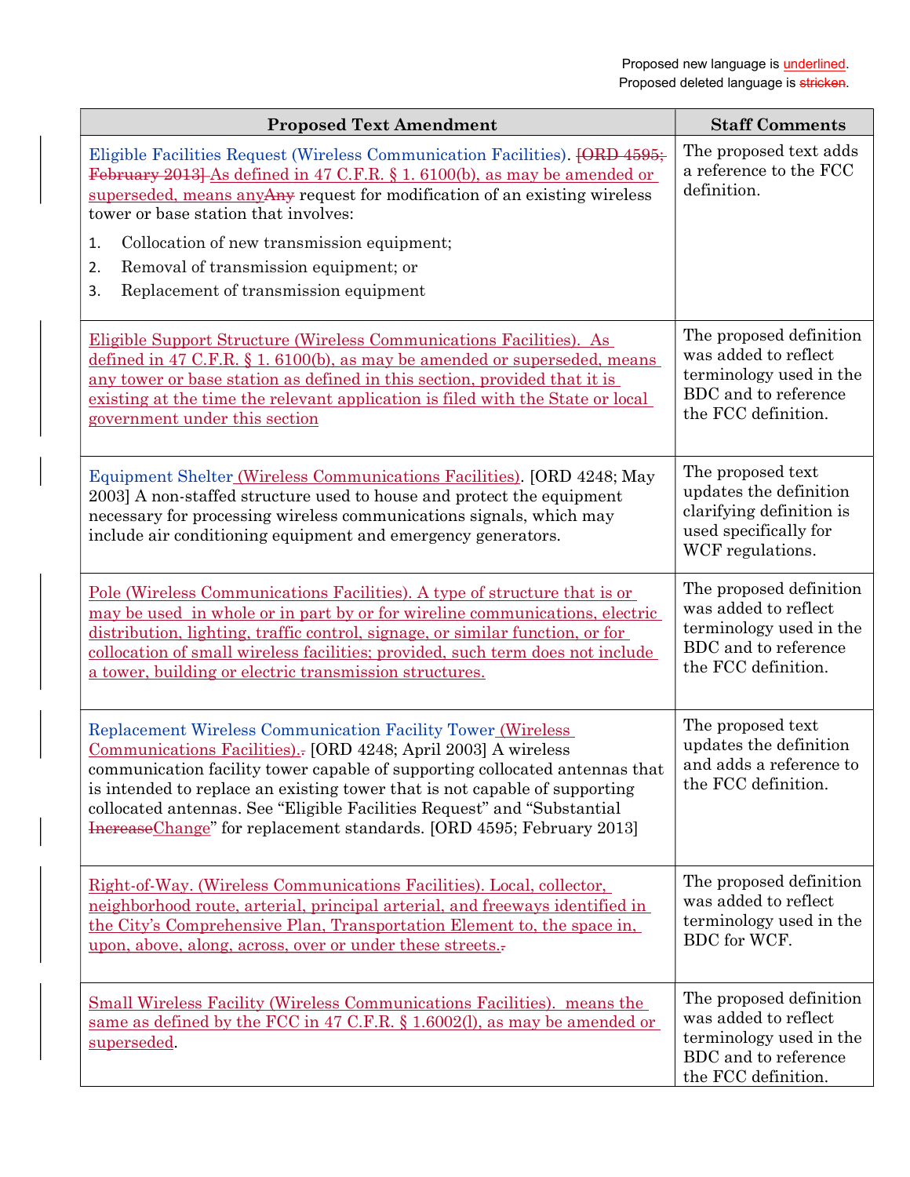Proposed new language is underlined.
Proposed deleted language is ~~stricken~~.

| Proposed Text Amendment | Staff Comments |
|---|---|
| Eligible Facilities Request (Wireless Communication Facilities). ~~[ORD 4595; February 2013]~~ <u>As defined in 47 C.F.R. § 1. 6100(b), as may be amended or superseded, means any</u>~~Any~~ request for modification of an existing wireless tower or base station that involves:<br>1. Collocation of new transmission equipment;<br>2. Removal of transmission equipment; or<br>3. Replacement of transmission equipment | The proposed text adds a reference to the FCC definition. |
| <u>Eligible Support Structure (Wireless Communications Facilities). As defined in 47 C.F.R. § 1. 6100(b), as may be amended or superseded, means any tower or base station as defined in this section, provided that it is existing at the time the relevant application is filed with the State or local government under this section</u> | The proposed definition was added to reflect terminology used in the BDC and to reference the FCC definition. |
| Equipment Shelter <u>(Wireless Communications Facilities)</u>. [ORD 4248; May 2003] A non-staffed structure used to house and protect the equipment necessary for processing wireless communications signals, which may include air conditioning equipment and emergency generators. | The proposed text updates the definition clarifying definition is used specifically for WCF regulations. |
| <u>Pole (Wireless Communications Facilities). A type of structure that is or may be used in whole or in part by or for wireline communications, electric distribution, lighting, traffic control, signage, or similar function, or for collocation of small wireless facilities; provided, such term does not include a tower, building or electric transmission structures.</u> | The proposed definition was added to reflect terminology used in the BDC and to reference the FCC definition. |
| Replacement Wireless Communication Facility Tower <u>(Wireless Communications Facilities).</u>~~.~~ [ORD 4248; April 2003] A wireless communication facility tower capable of supporting collocated antennas that is intended to replace an existing tower that is not capable of supporting collocated antennas. See "Eligible Facilities Request" and "Substantial ~~Increase~~<u>Change</u>" for replacement standards. [ORD 4595; February 2013] | The proposed text updates the definition and adds a reference to the FCC definition. |
| <u>Right-of-Way. (Wireless Communications Facilities). Local, collector, neighborhood route, arterial, principal arterial, and freeways identified in the City's Comprehensive Plan, Transportation Element to, the space in, upon, above, along, across, over or under these streets.</u>~~.~~ | The proposed definition was added to reflect terminology used in the BDC for WCF. |
| <u>Small Wireless Facility (Wireless Communications Facilities). means the same as defined by the FCC in 47 C.F.R. § 1.6002(l), as may be amended or superseded</u>. | The proposed definition was added to reflect terminology used in the BDC and to reference the FCC definition. |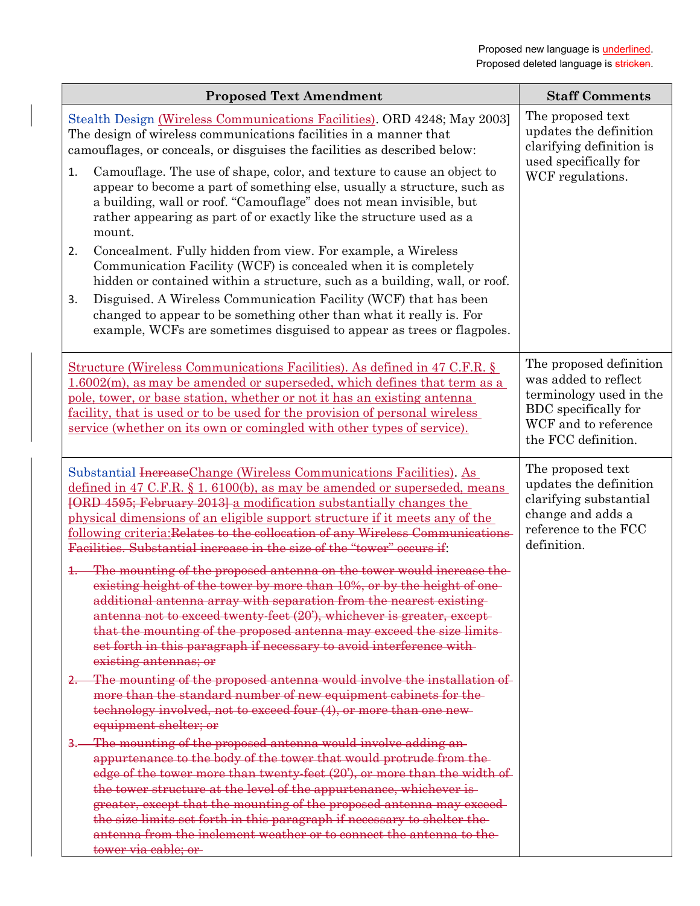Proposed new language is underlined.
Proposed deleted language is ~~stricken~~.

| Proposed Text Amendment | Staff Comments |
|---|---|
| Stealth Design <u>(Wireless Communications Facilities)</u>. ORD 4248; May 2003] The design of wireless communications facilities in a manner that camouflages, or conceals, or disguises the facilities as described below:<br>1. Camouflage. The use of shape, color, and texture to cause an object to appear to become a part of something else, usually a structure, such as a building, wall or roof. "Camouflage" does not mean invisible, but rather appearing as part of or exactly like the structure used as a mount.<br>2. Concealment. Fully hidden from view. For example, a Wireless Communication Facility (WCF) is concealed when it is completely hidden or contained within a structure, such as a building, wall, or roof.<br>3. Disguised. A Wireless Communication Facility (WCF) that has been changed to appear to be something other than what it really is. For example, WCFs are sometimes disguised to appear as trees or flagpoles. | The proposed text updates the definition clarifying definition is used specifically for WCF regulations. |
| <u>Structure (Wireless Communications Facilities). As defined in 47 C.F.R. § 1.6002(m), as may be amended or superseded, which defines that term as a pole, tower, or base station, whether or not it has an existing antenna facility, that is used or to be used for the provision of personal wireless service (whether on its own or comingled with other types of service).</u> | The proposed definition was added to reflect terminology used in the BDC specifically for WCF and to reference the FCC definition. |
| Substantial ~~Increase~~<u>Change (Wireless Communications Facilities)</u>. <u>As defined in 47 C.F.R. § 1. 6100(b), as may be amended or superseded, means</u> ~~[ORD 4595; February 2013]~~ <u>a modification substantially changes the physical dimensions of an eligible support structure if it meets any of the following criteria:</u>~~Relates to the collocation of any Wireless Communications Facilities. Substantial increase in the size of the "tower" occurs if~~:<br>~~1. The mounting of the proposed antenna on the tower would increase the existing height of the tower by more than 10%, or by the height of one additional antenna array with separation from the nearest existing antenna not to exceed twenty-feet (20'), whichever is greater, except that the mounting of the proposed antenna may exceed the size limits set forth in this paragraph if necessary to avoid interference with existing antennas; or~~<br>~~2. The mounting of the proposed antenna would involve the installation of more than the standard number of new equipment cabinets for the technology involved, not to exceed four (4), or more than one new equipment shelter; or~~<br>~~3. The mounting of the proposed antenna would involve adding an appurtenance to the body of the tower that would protrude from the edge of the tower more than twenty-feet (20'), or more than the width of the tower structure at the level of the appurtenance, whichever is greater, except that the mounting of the proposed antenna may exceed the size limits set forth in this paragraph if necessary to shelter the antenna from the inclement weather or to connect the antenna to the tower via cable; or~~ | The proposed text updates the definition clarifying substantial change and adds a reference to the FCC definition. |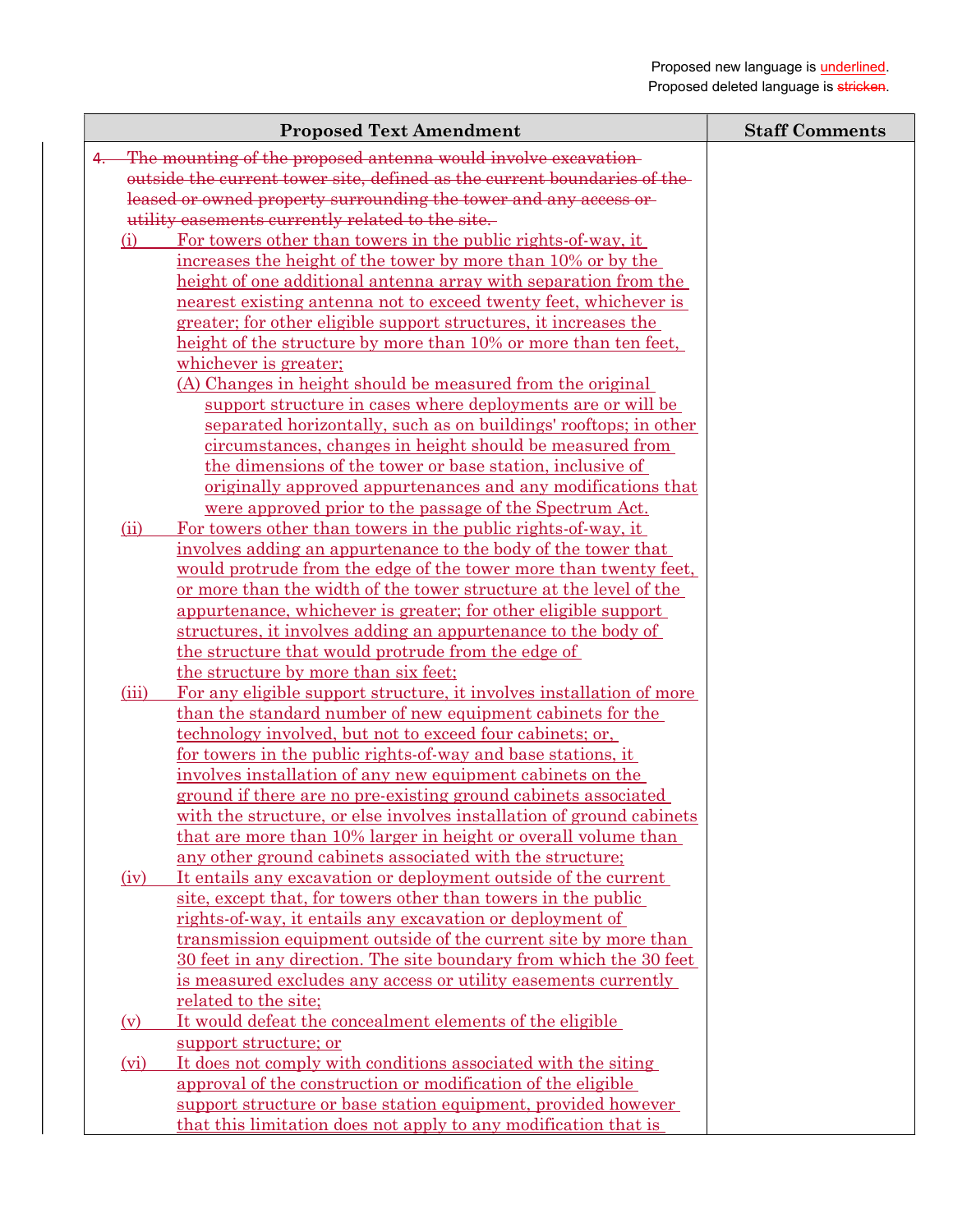Proposed new language is underlined.
Proposed deleted language is ~~stricken~~.

| Proposed Text Amendment | Staff Comments |
|---|---|
| ~~4. The mounting of the proposed antenna would involve excavation outside the current tower site, defined as the current boundaries of the leased or owned property surrounding the tower and any access or utility easements currently related to the site.~~<br>(i) For towers other than towers in the public rights-of-way, it increases the height of the tower by more than 10% or by the height of one additional antenna array with separation from the nearest existing antenna not to exceed twenty feet, whichever is greater; for other eligible support structures, it increases the height of the structure by more than 10% or more than ten feet, whichever is greater;<br>(A) Changes in height should be measured from the original support structure in cases where deployments are or will be separated horizontally, such as on buildings' rooftops; in other circumstances, changes in height should be measured from the dimensions of the tower or base station, inclusive of originally approved appurtenances and any modifications that were approved prior to the passage of the Spectrum Act.<br>(ii) For towers other than towers in the public rights-of-way, it involves adding an appurtenance to the body of the tower that would protrude from the edge of the tower more than twenty feet, or more than the width of the tower structure at the level of the appurtenance, whichever is greater; for other eligible support structures, it involves adding an appurtenance to the body of the structure that would protrude from the edge of the structure by more than six feet;<br>(iii) For any eligible support structure, it involves installation of more than the standard number of new equipment cabinets for the technology involved, but not to exceed four cabinets; or, for towers in the public rights-of-way and base stations, it involves installation of any new equipment cabinets on the ground if there are no pre-existing ground cabinets associated with the structure, or else involves installation of ground cabinets that are more than 10% larger in height or overall volume than any other ground cabinets associated with the structure;<br>(iv) It entails any excavation or deployment outside of the current site, except that, for towers other than towers in the public rights-of-way, it entails any excavation or deployment of transmission equipment outside of the current site by more than 30 feet in any direction. The site boundary from which the 30 feet is measured excludes any access or utility easements currently related to the site;<br>(v) It would defeat the concealment elements of the eligible support structure; or<br>(vi) It does not comply with conditions associated with the siting approval of the construction or modification of the eligible support structure or base station equipment, provided however that this limitation does not apply to any modification that is | |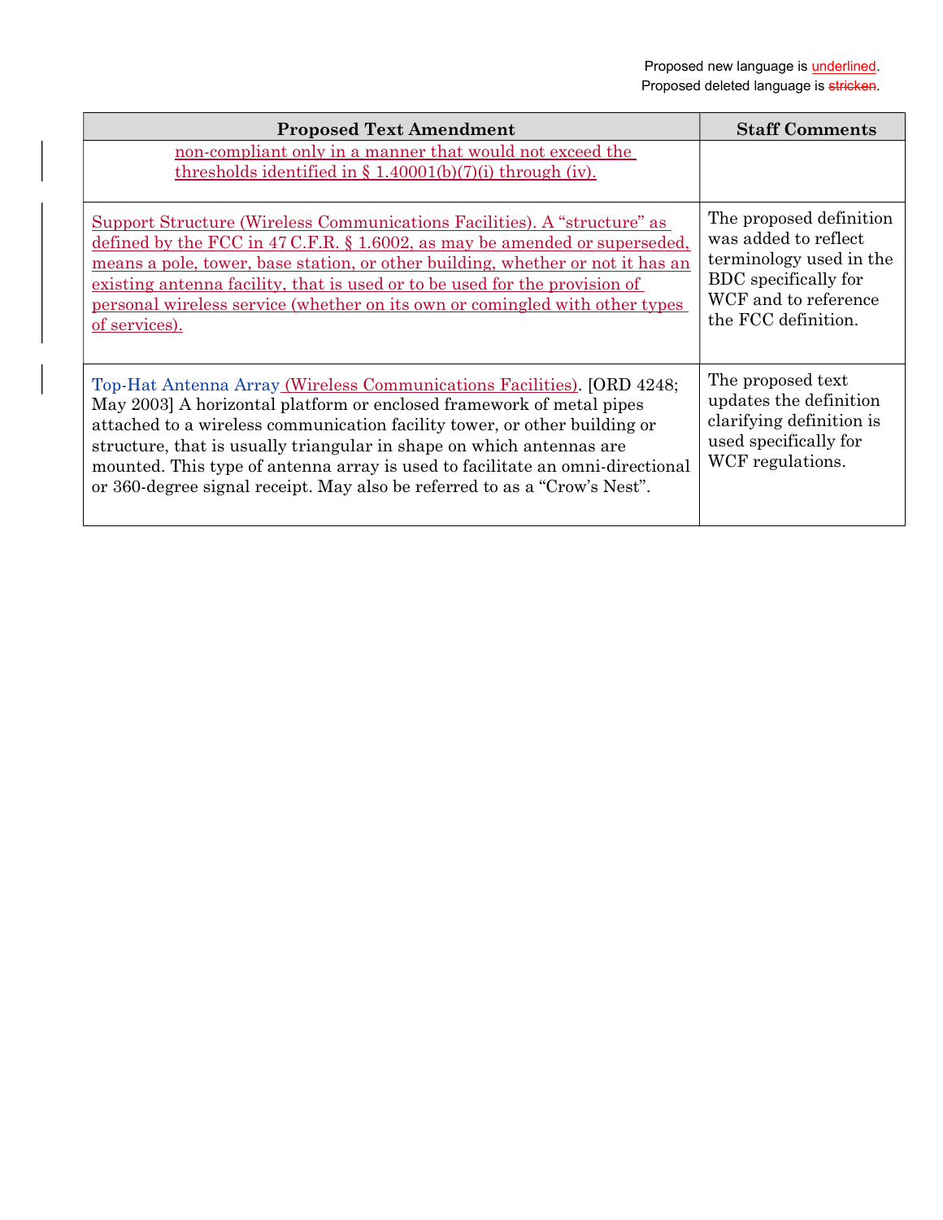Proposed new language is underlined.
Proposed deleted language is ~~stricken~~.

| Proposed Text Amendment | Staff Comments |
|---|---|
| <u>non-compliant only in a manner that would not exceed the thresholds identified in § 1.40001(b)(7)(i) through (iv).</u> | |
| <u>Support Structure (Wireless Communications Facilities). A "structure" as defined by the FCC in 47 C.F.R. § 1.6002, as may be amended or superseded, means a pole, tower, base station, or other building, whether or not it has an existing antenna facility, that is used or to be used for the provision of personal wireless service (whether on its own or comingled with other types of services).</u> | The proposed definition was added to reflect terminology used in the BDC specifically for WCF and to reference the FCC definition. |
| Top-Hat Antenna Array <u>(Wireless Communications Facilities)</u>. [ORD 4248; May 2003] A horizontal platform or enclosed framework of metal pipes attached to a wireless communication facility tower, or other building or structure, that is usually triangular in shape on which antennas are mounted. This type of antenna array is used to facilitate an omni-directional or 360-degree signal receipt. May also be referred to as a "Crow's Nest". | The proposed text updates the definition clarifying definition is used specifically for WCF regulations. |